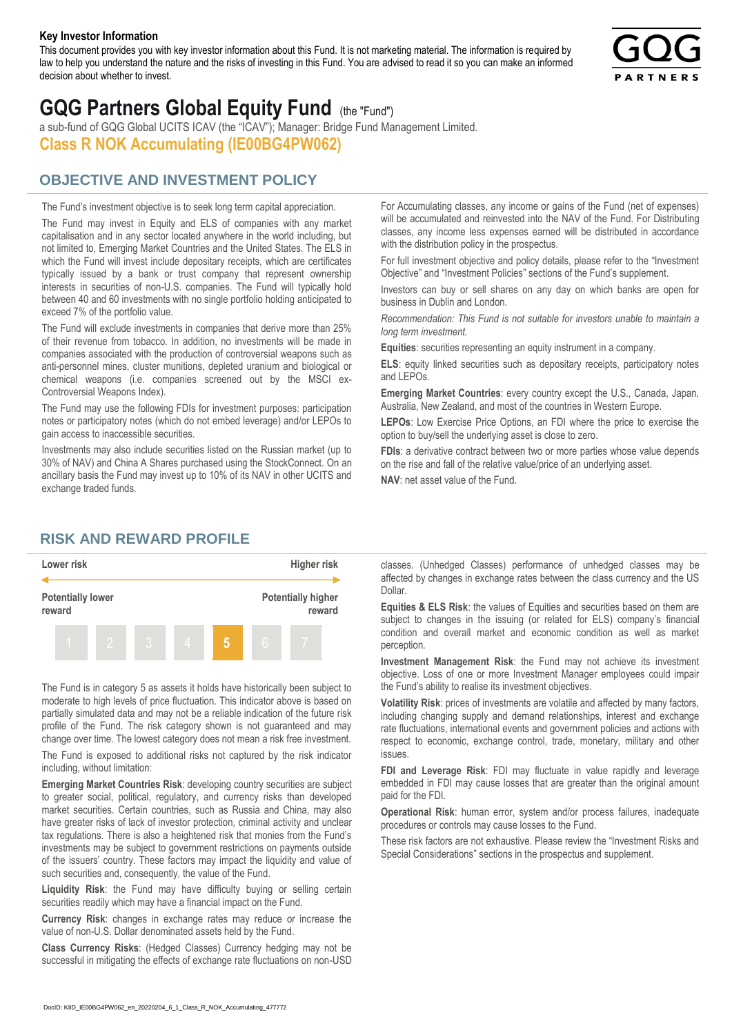**Key Investor Information**

This document provides you with key investor information about this Fund. It is not marketing material. The information is required by law to help you understand the nature and the risks of investing in this Fund. You are advised to read it so you can make an informed decision about whether to invest.

# GQG Partners Global Equity Fund (the "Fund")

a sub-fund of GQG Global UCITS ICAV (the "ICAV"); Manager: Bridge Fund Management Limited.

## Class R NOK Accumulating (IE00BG4PW062)

## OBJECTIVE AND INVESTMENT POLICY

The Fund's investment objective is to seek long term capital appreciation.

The Fund may invest in Equity and ELS of companies with any market capitalisation and in any sector located anywhere in the world including, but not limited to, Emerging Market Countries and the United States. The ELS in which the Fund will invest include depositary receipts, which are certificates typically issued by a bank or trust company that represent ownership interests in securities of non-U.S. companies. The Fund will typically hold between 40 and 60 investments with no single portfolio holding anticipated to exceed 7% of the portfolio value.

The Fund will exclude investments in companies that derive more than 25% of their revenue from tobacco. In addition, no investments will be made in companies associated with the production of controversial weapons such as anti-personnel mines, cluster munitions, depleted uranium and biological or chemical weapons (i.e. companies screened out by the MSCI ex-Controversial Weapons Index).

The Fund may use the following FDIs for investment purposes: participation notes or participatory notes (which do not embed leverage) and/or LEPOs to gain access to inaccessible securities.

Investments may also include securities listed on the Russian market (up to 30% of NAV) and China A Shares purchased using the StockConnect. On an ancillary basis the Fund may invest up to 10% of its NAV in other UCITS and exchange traded funds.

For Accumulating classes, any income or gains of the Fund (net of expenses) will be accumulated and reinvested into the NAV of the Fund. For Distributing classes, any income less expenses earned will be distributed in accordance with the distribution policy in the prospectus.

For full investment objective and policy details, please refer to the "Investment Objective" and "Investment Policies" sections of the Fund's supplement.

Investors can buy or sell shares on any day on which banks are open for business in Dublin and London.

*Recommendation: This Fund is not suitable for investors unable to maintain a long term investment.*

**Equities**: securities representing an equity instrument in a company.

**ELS**: equity linked securities such as depositary receipts, participatory notes and LEPOs.

**Emerging Market Countries**: every country except the U.S., Canada, Japan, Australia, New Zealand, and most of the countries in Western Europe.

**LEPOs**: Low Exercise Price Options, an FDI where the price to exercise the option to buy/sell the underlying asset is close to zero.

**FDIs**: a derivative contract between two or more parties whose value depends on the rise and fall of the relative value/price of an underlying asset.

**NAV**: net asset value of the Fund.

## RISK AND REWARD PROFILE

| Lower risk | | | | | | Higher risk |
|---|---|---|---|---|---|---|
| Potentially lower reward | | | | | | Potentially higher reward |
| 1 | 2 | 3 | 4 | **5** | 6 | 7 |

The Fund is in category 5 as assets it holds have historically been subject to moderate to high levels of price fluctuation. This indicator above is based on partially simulated data and may not be a reliable indication of the future risk profile of the Fund. The risk category shown is not guaranteed and may change over time. The lowest category does not mean a risk free investment.

The Fund is exposed to additional risks not captured by the risk indicator including, without limitation:

**Emerging Market Countries Risk**: developing country securities are subject to greater social, political, regulatory, and currency risks than developed market securities. Certain countries, such as Russia and China, may also have greater risks of lack of investor protection, criminal activity and unclear tax regulations. There is also a heightened risk that monies from the Fund's investments may be subject to government restrictions on payments outside of the issuers' country. These factors may impact the liquidity and value of such securities and, consequently, the value of the Fund.

**Liquidity Risk**: the Fund may have difficulty buying or selling certain securities readily which may have a financial impact on the Fund.

**Currency Risk**: changes in exchange rates may reduce or increase the value of non-U.S. Dollar denominated assets held by the Fund.

**Class Currency Risks**: (Hedged Classes) Currency hedging may not be successful in mitigating the effects of exchange rate fluctuations on non-USD classes. (Unhedged Classes) performance of unhedged classes may be affected by changes in exchange rates between the class currency and the US Dollar.

**Equities & ELS Risk**: the values of Equities and securities based on them are subject to changes in the issuing (or related for ELS) company's financial condition and overall market and economic condition as well as market perception.

**Investment Management Risk**: the Fund may not achieve its investment objective. Loss of one or more Investment Manager employees could impair the Fund's ability to realise its investment objectives.

**Volatility Risk**: prices of investments are volatile and affected by many factors, including changing supply and demand relationships, interest and exchange rate fluctuations, international events and government policies and actions with respect to economic, exchange control, trade, monetary, military and other issues.

**FDI and Leverage Risk**: FDI may fluctuate in value rapidly and leverage embedded in FDI may cause losses that are greater than the original amount paid for the FDI.

**Operational Risk**: human error, system and/or process failures, inadequate procedures or controls may cause losses to the Fund.

These risk factors are not exhaustive. Please review the "Investment Risks and Special Considerations" sections in the prospectus and supplement.

DocID: KIID_IE00BG4PW062_en_20220204_6_1_Class_R_NOK_Accumulating_477772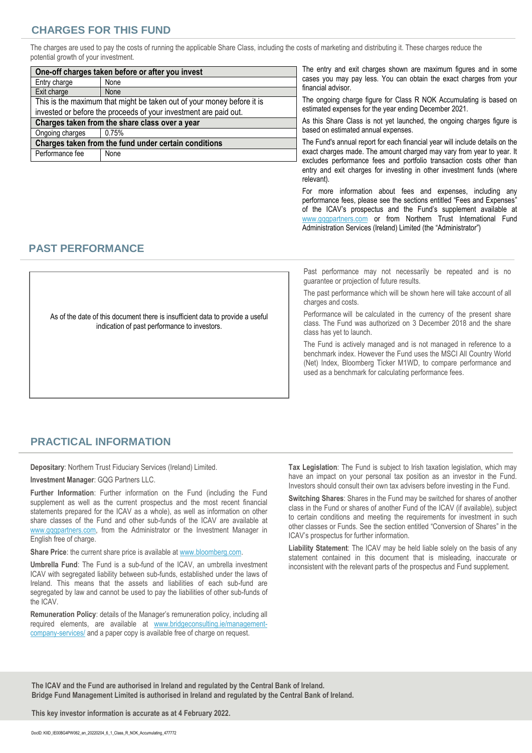## CHARGES FOR THIS FUND

The charges are used to pay the costs of running the applicable Share Class, including the costs of marketing and distributing it. These charges reduce the potential growth of your investment.

| One-off charges taken before or after you invest | |
|---|---|
| Entry charge | None |
| Exit charge | None |
| This is the maximum that might be taken out of your money before it is invested or before the proceeds of your investment are paid out. | |
| **Charges taken from the share class over a year** | |
| Ongoing charges | 0.75% |
| **Charges taken from the fund under certain conditions** | |
| Performance fee | None |

The entry and exit charges shown are maximum figures and in some cases you may pay less. You can obtain the exact charges from your financial advisor.

The ongoing charge figure for Class R NOK Accumulating is based on estimated expenses for the year ending December 2021.

As this Share Class is not yet launched, the ongoing charges figure is based on estimated annual expenses.

The Fund's annual report for each financial year will include details on the exact charges made. The amount charged may vary from year to year. It excludes performance fees and portfolio transaction costs other than entry and exit charges for investing in other investment funds (where relevant).

For more information about fees and expenses, including any performance fees, please see the sections entitled "Fees and Expenses" of the ICAV's prospectus and the Fund's supplement available at www.gqgpartners.com or from Northern Trust International Fund Administration Services (Ireland) Limited (the "Administrator")

## PAST PERFORMANCE

As of the date of this document there is insufficient data to provide a useful indication of past performance to investors.

Past performance may not necessarily be repeated and is no guarantee or projection of future results.

The past performance which will be shown here will take account of all charges and costs.

Performance will be calculated in the currency of the present share class. The Fund was authorized on 3 December 2018 and the share class has yet to launch.

The Fund is actively managed and is not managed in reference to a benchmark index. However the Fund uses the MSCI All Country World (Net) Index, Bloomberg Ticker M1WD, to compare performance and used as a benchmark for calculating performance fees.

## PRACTICAL INFORMATION

**Depositary**: Northern Trust Fiduciary Services (Ireland) Limited.

**Investment Manager**: GQG Partners LLC.

**Further Information**: Further information on the Fund (including the Fund supplement as well as the current prospectus and the most recent financial statements prepared for the ICAV as a whole), as well as information on other share classes of the Fund and other sub-funds of the ICAV are available at www.gqgpartners.com, from the Administrator or the Investment Manager in English free of charge.

**Share Price**: the current share price is available at www.bloomberg.com.

**Umbrella Fund**: The Fund is a sub-fund of the ICAV, an umbrella investment ICAV with segregated liability between sub-funds, established under the laws of Ireland. This means that the assets and liabilities of each sub-fund are segregated by law and cannot be used to pay the liabilities of other sub-funds of the ICAV.

**Remuneration Policy**: details of the Manager's remuneration policy, including all required elements, are available at www.bridgeconsulting.ie/management-company-services/ and a paper copy is available free of charge on request.

**Tax Legislation**: The Fund is subject to Irish taxation legislation, which may have an impact on your personal tax position as an investor in the Fund. Investors should consult their own tax advisers before investing in the Fund.

**Switching Shares**: Shares in the Fund may be switched for shares of another class in the Fund or shares of another Fund of the ICAV (if available), subject to certain conditions and meeting the requirements for investment in such other classes or Funds. See the section entitled "Conversion of Shares" in the ICAV's prospectus for further information.

**Liability Statement**: The ICAV may be held liable solely on the basis of any statement contained in this document that is misleading, inaccurate or inconsistent with the relevant parts of the prospectus and Fund supplement.

**The ICAV and the Fund are authorised in Ireland and regulated by the Central Bank of Ireland.**
**Bridge Fund Management Limited is authorised in Ireland and regulated by the Central Bank of Ireland.**

**This key investor information is accurate as at 4 February 2022.**

DocID: KIID_IE00BG4PW062_en_20220204_6_1_Class_R_NOK_Accumulating_477772